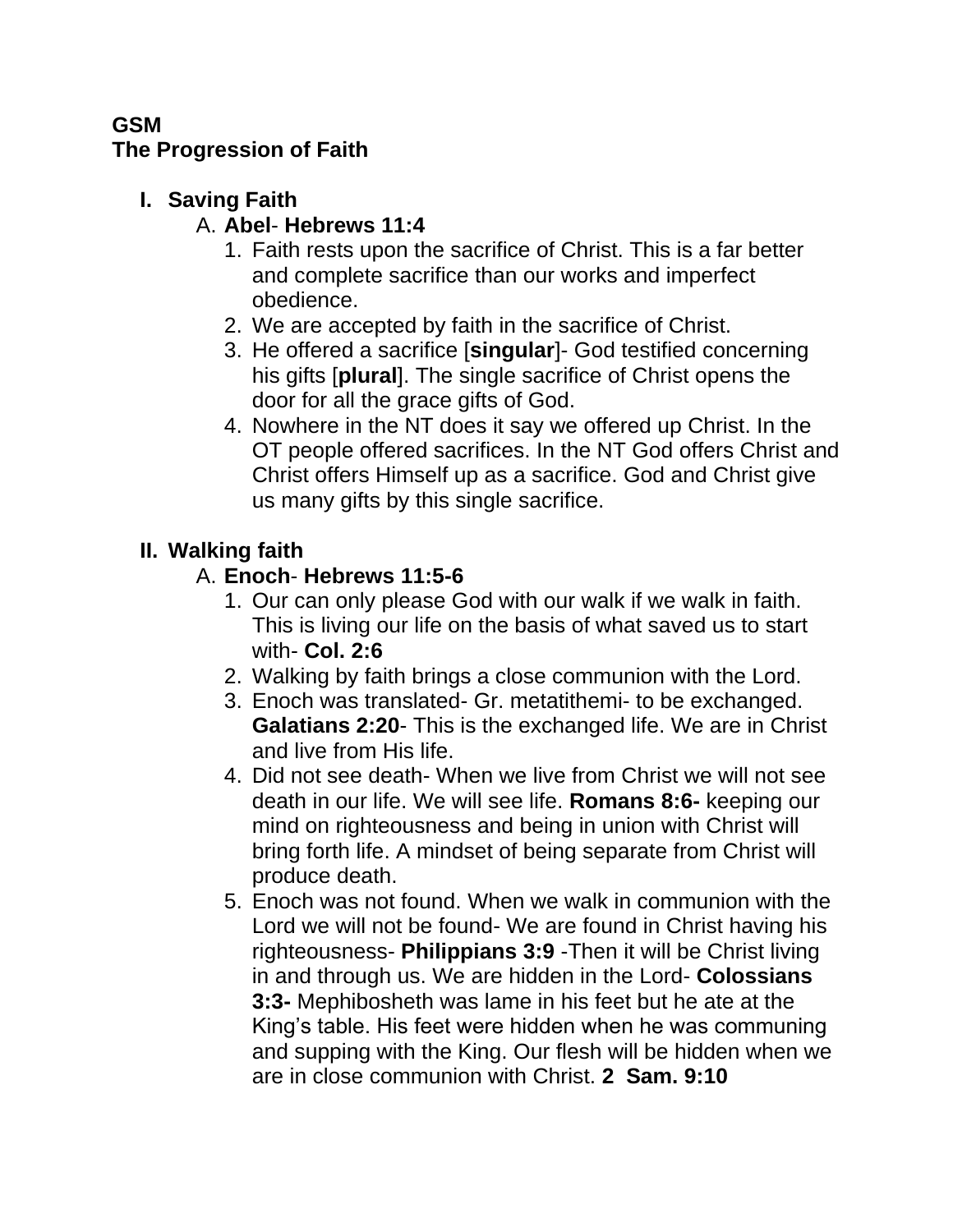**GSM**
**The Progression of Faith**

**I. Saving Faith**

A. **Abel**- **Hebrews 11:4**

1. Faith rests upon the sacrifice of Christ. This is a far better and complete sacrifice than our works and imperfect obedience.
2. We are accepted by faith in the sacrifice of Christ.
3. He offered a sacrifice [**singular**]- God testified concerning his gifts [**plural**]. The single sacrifice of Christ opens the door for all the grace gifts of God.
4. Nowhere in the NT does it say we offered up Christ. In the OT people offered sacrifices. In the NT God offers Christ and Christ offers Himself up as a sacrifice. God and Christ give us many gifts by this single sacrifice.

**II. Walking faith**

A. **Enoch**- **Hebrews 11:5-6**

1. Our can only please God with our walk if we walk in faith. This is living our life on the basis of what saved us to start with- **Col. 2:6**
2. Walking by faith brings a close communion with the Lord.
3. Enoch was translated- Gr. metatithemi- to be exchanged. **Galatians 2:20**- This is the exchanged life. We are in Christ and live from His life.
4. Did not see death- When we live from Christ we will not see death in our life. We will see life. **Romans 8:6-** keeping our mind on righteousness and being in union with Christ will bring forth life. A mindset of being separate from Christ will produce death.
5. Enoch was not found. When we walk in communion with the Lord we will not be found- We are found in Christ having his righteousness- **Philippians 3:9** -Then it will be Christ living in and through us. We are hidden in the Lord- **Colossians 3:3-** Mephibosheth was lame in his feet but he ate at the King's table. His feet were hidden when he was communing and supping with the King. Our flesh will be hidden when we are in close communion with Christ. **2 Sam. 9:10**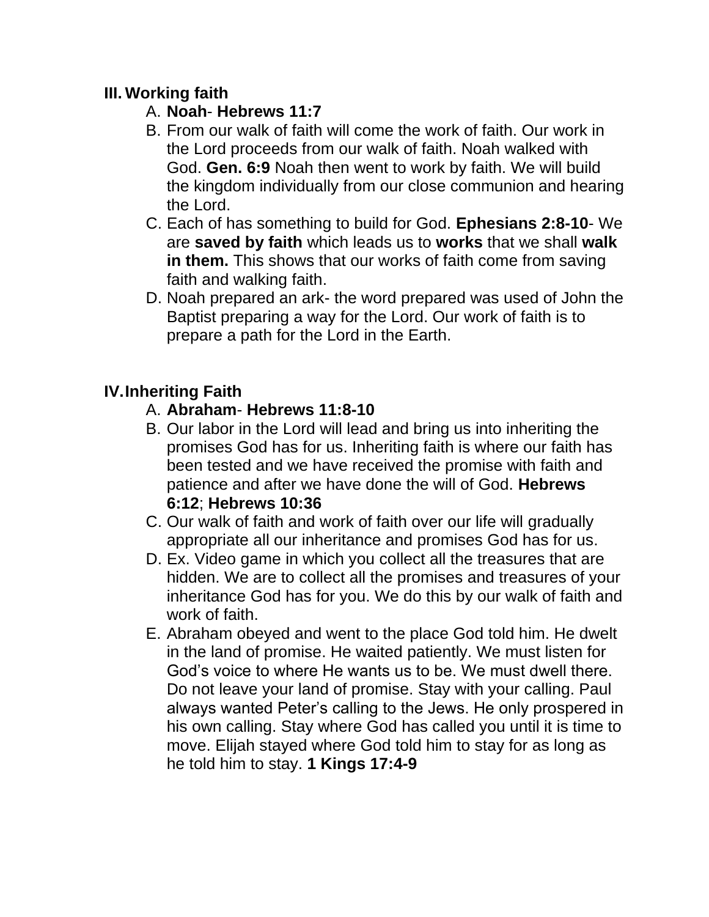## III. Working faith

A. **Noah**- **Hebrews 11:7**

B. From our walk of faith will come the work of faith. Our work in the Lord proceeds from our walk of faith. Noah walked with God. **Gen. 6:9** Noah then went to work by faith. We will build the kingdom individually from our close communion and hearing the Lord.

C. Each of has something to build for God. **Ephesians 2:8-10**- We are **saved by faith** which leads us to **works** that we shall **walk in them.** This shows that our works of faith come from saving faith and walking faith.

D. Noah prepared an ark- the word prepared was used of John the Baptist preparing a way for the Lord. Our work of faith is to prepare a path for the Lord in the Earth.

## IV. Inheriting Faith

A. **Abraham**- **Hebrews 11:8-10**

B. Our labor in the Lord will lead and bring us into inheriting the promises God has for us. Inheriting faith is where our faith has been tested and we have received the promise with faith and patience and after we have done the will of God. **Hebrews 6:12**; **Hebrews 10:36**

C. Our walk of faith and work of faith over our life will gradually appropriate all our inheritance and promises God has for us.

D. Ex. Video game in which you collect all the treasures that are hidden. We are to collect all the promises and treasures of your inheritance God has for you. We do this by our walk of faith and work of faith.

E. Abraham obeyed and went to the place God told him. He dwelt in the land of promise. He waited patiently. We must listen for God's voice to where He wants us to be. We must dwell there. Do not leave your land of promise. Stay with your calling. Paul always wanted Peter's calling to the Jews. He only prospered in his own calling. Stay where God has called you until it is time to move. Elijah stayed where God told him to stay for as long as he told him to stay. **1 Kings 17:4-9**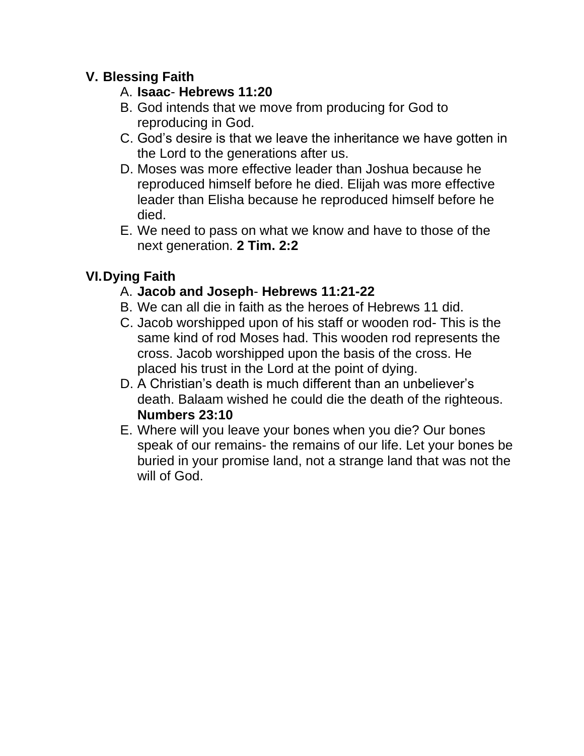V. **Blessing Faith**
   A. **Isaac**- **Hebrews 11:20**
   B. God intends that we move from producing for God to reproducing in God.
   C. God's desire is that we leave the inheritance we have gotten in the Lord to the generations after us.
   D. Moses was more effective leader than Joshua because he reproduced himself before he died. Elijah was more effective leader than Elisha because he reproduced himself before he died.
   E. We need to pass on what we know and have to those of the next generation. **2 Tim. 2:2**

VI. **Dying Faith**
   A. **Jacob and Joseph**- **Hebrews 11:21-22**
   B. We can all die in faith as the heroes of Hebrews 11 did.
   C. Jacob worshipped upon of his staff or wooden rod- This is the same kind of rod Moses had. This wooden rod represents the cross. Jacob worshipped upon the basis of the cross. He placed his trust in the Lord at the point of dying.
   D. A Christian's death is much different than an unbeliever's death. Balaam wished he could die the death of the righteous. **Numbers 23:10**
   E. Where will you leave your bones when you die? Our bones speak of our remains- the remains of our life. Let your bones be buried in your promise land, not a strange land that was not the will of God.